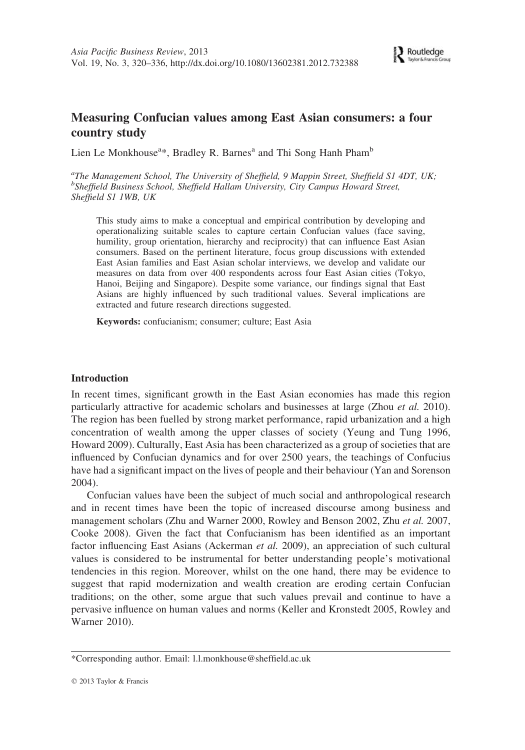# Measuring Confucian values among East Asian consumers: a four country study

Lien Le Monkhouse[a]*, Bradley R. Barnes[a] and Thi Song Hanh Pham[b]

[a]*The Management School, The University of Sheffield, 9 Mappin Street, Sheffield S1 4DT, UK;* [b]*Sheffield Business School, Sheffield Hallam University, City Campus Howard Street, Sheffield S1 1WB, UK*

This study aims to make a conceptual and empirical contribution by developing and operationalizing suitable scales to capture certain Confucian values (face saving, humility, group orientation, hierarchy and reciprocity) that can influence East Asian consumers. Based on the pertinent literature, focus group discussions with extended East Asian families and East Asian scholar interviews, we develop and validate our measures on data from over 400 respondents across four East Asian cities (Tokyo, Hanoi, Beijing and Singapore). Despite some variance, our findings signal that East Asians are highly influenced by such traditional values. Several implications are extracted and future research directions suggested.

**Keywords:** confucianism; consumer; culture; East Asia

## Introduction

In recent times, significant growth in the East Asian economies has made this region particularly attractive for academic scholars and businesses at large (Zhou *et al.* 2010). The region has been fuelled by strong market performance, rapid urbanization and a high concentration of wealth among the upper classes of society (Yeung and Tung 1996, Howard 2009). Culturally, East Asia has been characterized as a group of societies that are influenced by Confucian dynamics and for over 2500 years, the teachings of Confucius have had a significant impact on the lives of people and their behaviour (Yan and Sorenson 2004).

Confucian values have been the subject of much social and anthropological research and in recent times have been the topic of increased discourse among business and management scholars (Zhu and Warner 2000, Rowley and Benson 2002, Zhu *et al.* 2007, Cooke 2008). Given the fact that Confucianism has been identified as an important factor influencing East Asians (Ackerman *et al.* 2009), an appreciation of such cultural values is considered to be instrumental for better understanding people's motivational tendencies in this region. Moreover, whilst on the one hand, there may be evidence to suggest that rapid modernization and wealth creation are eroding certain Confucian traditions; on the other, some argue that such values prevail and continue to have a pervasive influence on human values and norms (Keller and Kronstedt 2005, Rowley and Warner 2010).

*Corresponding author. Email: l.l.monkhouse@sheffield.ac.uk

© 2013 Taylor & Francis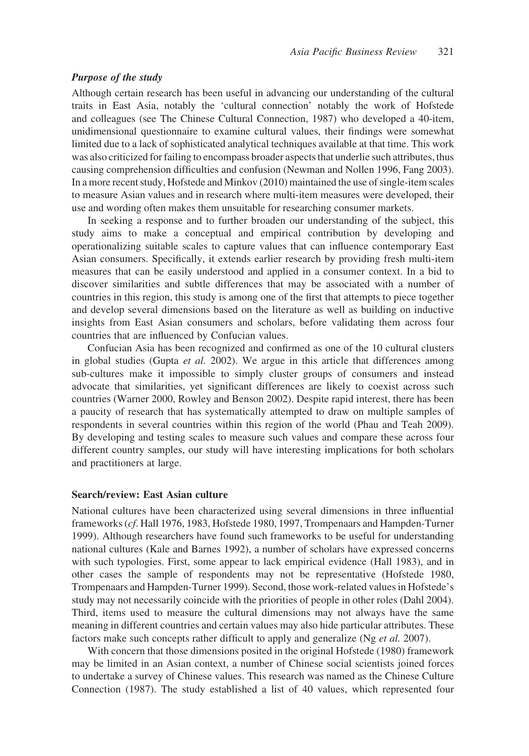### *Purpose of the study*

Although certain research has been useful in advancing our understanding of the cultural traits in East Asia, notably the 'cultural connection' notably the work of Hofstede and colleagues (see The Chinese Cultural Connection, 1987) who developed a 40-item, unidimensional questionnaire to examine cultural values, their findings were somewhat limited due to a lack of sophisticated analytical techniques available at that time. This work was also criticized for failing to encompass broader aspects that underlie such attributes, thus causing comprehension difficulties and confusion (Newman and Nollen 1996, Fang 2003). In a more recent study, Hofstede and Minkov (2010) maintained the use of single-item scales to measure Asian values and in research where multi-item measures were developed, their use and wording often makes them unsuitable for researching consumer markets.

In seeking a response and to further broaden our understanding of the subject, this study aims to make a conceptual and empirical contribution by developing and operationalizing suitable scales to capture values that can influence contemporary East Asian consumers. Specifically, it extends earlier research by providing fresh multi-item measures that can be easily understood and applied in a consumer context. In a bid to discover similarities and subtle differences that may be associated with a number of countries in this region, this study is among one of the first that attempts to piece together and develop several dimensions based on the literature as well as building on inductive insights from East Asian consumers and scholars, before validating them across four countries that are influenced by Confucian values.

Confucian Asia has been recognized and confirmed as one of the 10 cultural clusters in global studies (Gupta *et al.* 2002). We argue in this article that differences among sub-cultures make it impossible to simply cluster groups of consumers and instead advocate that similarities, yet significant differences are likely to coexist across such countries (Warner 2000, Rowley and Benson 2002). Despite rapid interest, there has been a paucity of research that has systematically attempted to draw on multiple samples of respondents in several countries within this region of the world (Phau and Teah 2009). By developing and testing scales to measure such values and compare these across four different country samples, our study will have interesting implications for both scholars and practitioners at large.

## Search/review: East Asian culture

National cultures have been characterized using several dimensions in three influential frameworks (*cf*. Hall 1976, 1983, Hofstede 1980, 1997, Trompenaars and Hampden-Turner 1999). Although researchers have found such frameworks to be useful for understanding national cultures (Kale and Barnes 1992), a number of scholars have expressed concerns with such typologies. First, some appear to lack empirical evidence (Hall 1983), and in other cases the sample of respondents may not be representative (Hofstede 1980, Trompenaars and Hampden-Turner 1999). Second, those work-related values in Hofstede's study may not necessarily coincide with the priorities of people in other roles (Dahl 2004). Third, items used to measure the cultural dimensions may not always have the same meaning in different countries and certain values may also hide particular attributes. These factors make such concepts rather difficult to apply and generalize (Ng *et al.* 2007).

With concern that those dimensions posited in the original Hofstede (1980) framework may be limited in an Asian context, a number of Chinese social scientists joined forces to undertake a survey of Chinese values. This research was named as the Chinese Culture Connection (1987). The study established a list of 40 values, which represented four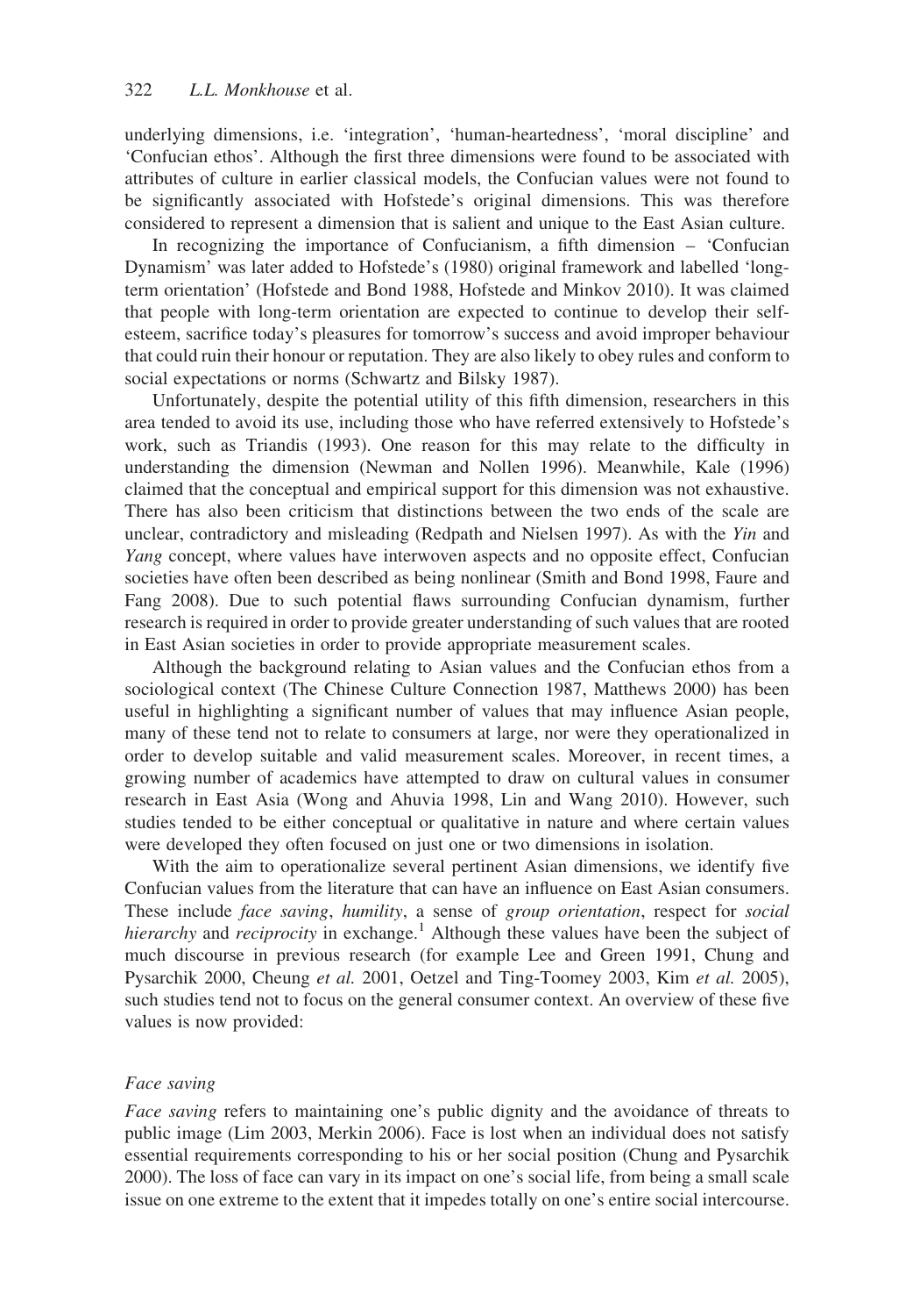underlying dimensions, i.e. 'integration', 'human-heartedness', 'moral discipline' and 'Confucian ethos'. Although the first three dimensions were found to be associated with attributes of culture in earlier classical models, the Confucian values were not found to be significantly associated with Hofstede's original dimensions. This was therefore considered to represent a dimension that is salient and unique to the East Asian culture.

In recognizing the importance of Confucianism, a fifth dimension – 'Confucian Dynamism' was later added to Hofstede's (1980) original framework and labelled 'long-term orientation' (Hofstede and Bond 1988, Hofstede and Minkov 2010). It was claimed that people with long-term orientation are expected to continue to develop their self-esteem, sacrifice today's pleasures for tomorrow's success and avoid improper behaviour that could ruin their honour or reputation. They are also likely to obey rules and conform to social expectations or norms (Schwartz and Bilsky 1987).

Unfortunately, despite the potential utility of this fifth dimension, researchers in this area tended to avoid its use, including those who have referred extensively to Hofstede's work, such as Triandis (1993). One reason for this may relate to the difficulty in understanding the dimension (Newman and Nollen 1996). Meanwhile, Kale (1996) claimed that the conceptual and empirical support for this dimension was not exhaustive. There has also been criticism that distinctions between the two ends of the scale are unclear, contradictory and misleading (Redpath and Nielsen 1997). As with the *Yin* and *Yang* concept, where values have interwoven aspects and no opposite effect, Confucian societies have often been described as being nonlinear (Smith and Bond 1998, Faure and Fang 2008). Due to such potential flaws surrounding Confucian dynamism, further research is required in order to provide greater understanding of such values that are rooted in East Asian societies in order to provide appropriate measurement scales.

Although the background relating to Asian values and the Confucian ethos from a sociological context (The Chinese Culture Connection 1987, Matthews 2000) has been useful in highlighting a significant number of values that may influence Asian people, many of these tend not to relate to consumers at large, nor were they operationalized in order to develop suitable and valid measurement scales. Moreover, in recent times, a growing number of academics have attempted to draw on cultural values in consumer research in East Asia (Wong and Ahuvia 1998, Lin and Wang 2010). However, such studies tended to be either conceptual or qualitative in nature and where certain values were developed they often focused on just one or two dimensions in isolation.

With the aim to operationalize several pertinent Asian dimensions, we identify five Confucian values from the literature that can have an influence on East Asian consumers. These include *face saving*, *humility*, a sense of *group orientation*, respect for *social hierarchy* and *reciprocity* in exchange.[1] Although these values have been the subject of much discourse in previous research (for example Lee and Green 1991, Chung and Pysarchik 2000, Cheung *et al.* 2001, Oetzel and Ting-Toomey 2003, Kim *et al.* 2005), such studies tend not to focus on the general consumer context. An overview of these five values is now provided:

### *Face saving*

*Face saving* refers to maintaining one's public dignity and the avoidance of threats to public image (Lim 2003, Merkin 2006). Face is lost when an individual does not satisfy essential requirements corresponding to his or her social position (Chung and Pysarchik 2000). The loss of face can vary in its impact on one's social life, from being a small scale issue on one extreme to the extent that it impedes totally on one's entire social intercourse.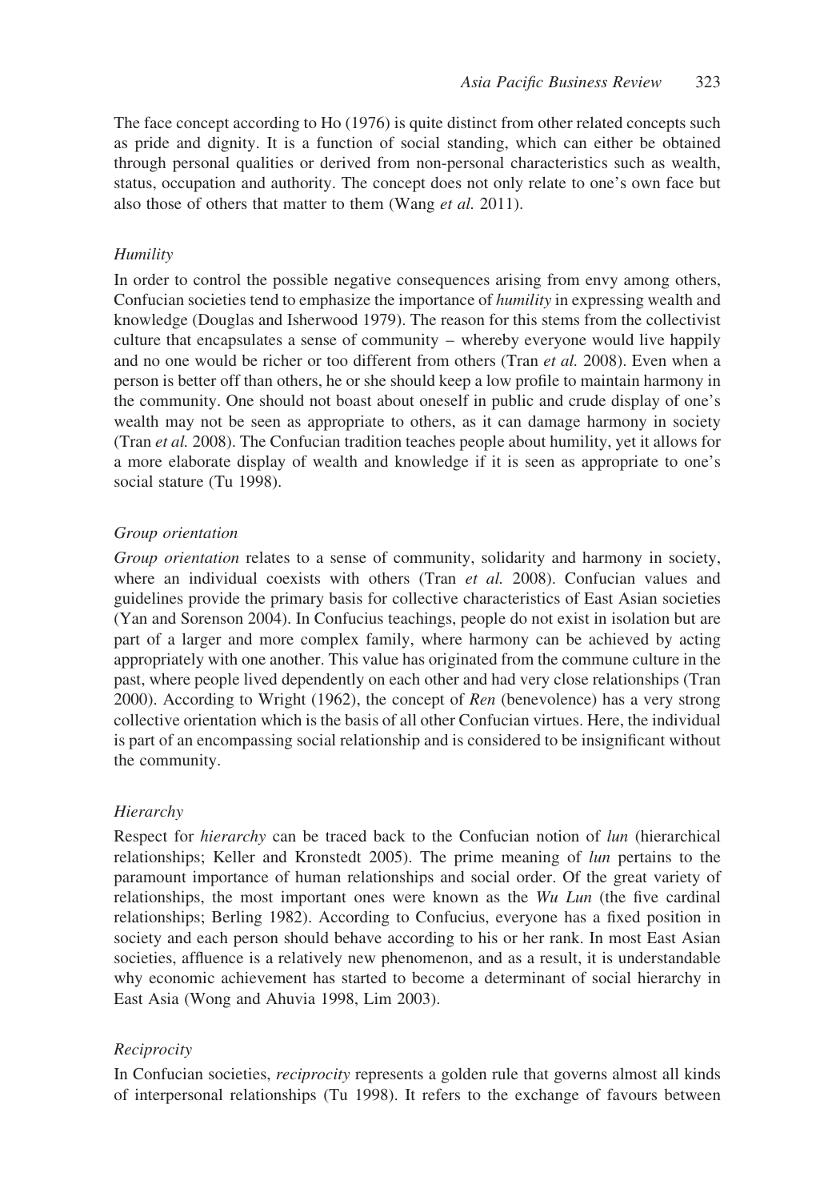The face concept according to Ho (1976) is quite distinct from other related concepts such as pride and dignity. It is a function of social standing, which can either be obtained through personal qualities or derived from non-personal characteristics such as wealth, status, occupation and authority. The concept does not only relate to one's own face but also those of others that matter to them (Wang *et al.* 2011).

### *Humility*

In order to control the possible negative consequences arising from envy among others, Confucian societies tend to emphasize the importance of *humility* in expressing wealth and knowledge (Douglas and Isherwood 1979). The reason for this stems from the collectivist culture that encapsulates a sense of community – whereby everyone would live happily and no one would be richer or too different from others (Tran *et al.* 2008). Even when a person is better off than others, he or she should keep a low profile to maintain harmony in the community. One should not boast about oneself in public and crude display of one's wealth may not be seen as appropriate to others, as it can damage harmony in society (Tran *et al.* 2008). The Confucian tradition teaches people about humility, yet it allows for a more elaborate display of wealth and knowledge if it is seen as appropriate to one's social stature (Tu 1998).

### *Group orientation*

*Group orientation* relates to a sense of community, solidarity and harmony in society, where an individual coexists with others (Tran *et al.* 2008). Confucian values and guidelines provide the primary basis for collective characteristics of East Asian societies (Yan and Sorenson 2004). In Confucius teachings, people do not exist in isolation but are part of a larger and more complex family, where harmony can be achieved by acting appropriately with one another. This value has originated from the commune culture in the past, where people lived dependently on each other and had very close relationships (Tran 2000). According to Wright (1962), the concept of *Ren* (benevolence) has a very strong collective orientation which is the basis of all other Confucian virtues. Here, the individual is part of an encompassing social relationship and is considered to be insignificant without the community.

### *Hierarchy*

Respect for *hierarchy* can be traced back to the Confucian notion of *lun* (hierarchical relationships; Keller and Kronstedt 2005). The prime meaning of *lun* pertains to the paramount importance of human relationships and social order. Of the great variety of relationships, the most important ones were known as the *Wu Lun* (the five cardinal relationships; Berling 1982). According to Confucius, everyone has a fixed position in society and each person should behave according to his or her rank. In most East Asian societies, affluence is a relatively new phenomenon, and as a result, it is understandable why economic achievement has started to become a determinant of social hierarchy in East Asia (Wong and Ahuvia 1998, Lim 2003).

### *Reciprocity*

In Confucian societies, *reciprocity* represents a golden rule that governs almost all kinds of interpersonal relationships (Tu 1998). It refers to the exchange of favours between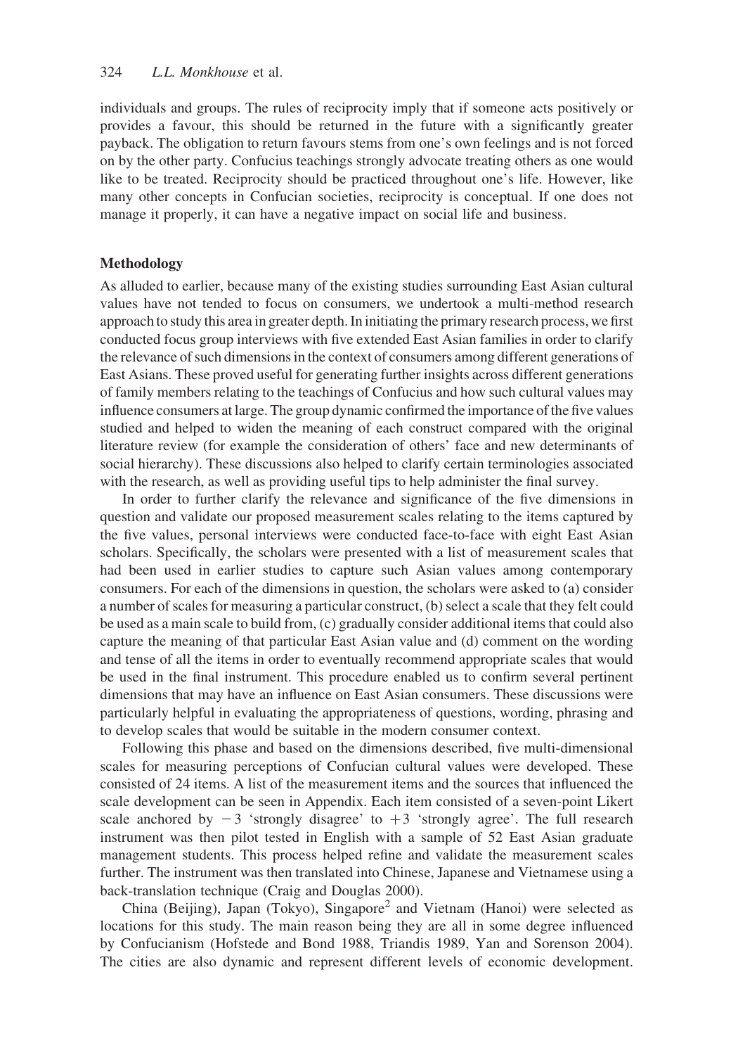individuals and groups. The rules of reciprocity imply that if someone acts positively or provides a favour, this should be returned in the future with a significantly greater payback. The obligation to return favours stems from one's own feelings and is not forced on by the other party. Confucius teachings strongly advocate treating others as one would like to be treated. Reciprocity should be practiced throughout one's life. However, like many other concepts in Confucian societies, reciprocity is conceptual. If one does not manage it properly, it can have a negative impact on social life and business.

## Methodology

As alluded to earlier, because many of the existing studies surrounding East Asian cultural values have not tended to focus on consumers, we undertook a multi-method research approach to study this area in greater depth. In initiating the primary research process, we first conducted focus group interviews with five extended East Asian families in order to clarify the relevance of such dimensions in the context of consumers among different generations of East Asians. These proved useful for generating further insights across different generations of family members relating to the teachings of Confucius and how such cultural values may influence consumers at large. The group dynamic confirmed the importance of the five values studied and helped to widen the meaning of each construct compared with the original literature review (for example the consideration of others' face and new determinants of social hierarchy). These discussions also helped to clarify certain terminologies associated with the research, as well as providing useful tips to help administer the final survey.

In order to further clarify the relevance and significance of the five dimensions in question and validate our proposed measurement scales relating to the items captured by the five values, personal interviews were conducted face-to-face with eight East Asian scholars. Specifically, the scholars were presented with a list of measurement scales that had been used in earlier studies to capture such Asian values among contemporary consumers. For each of the dimensions in question, the scholars were asked to (a) consider a number of scales for measuring a particular construct, (b) select a scale that they felt could be used as a main scale to build from, (c) gradually consider additional items that could also capture the meaning of that particular East Asian value and (d) comment on the wording and tense of all the items in order to eventually recommend appropriate scales that would be used in the final instrument. This procedure enabled us to confirm several pertinent dimensions that may have an influence on East Asian consumers. These discussions were particularly helpful in evaluating the appropriateness of questions, wording, phrasing and to develop scales that would be suitable in the modern consumer context.

Following this phase and based on the dimensions described, five multi-dimensional scales for measuring perceptions of Confucian cultural values were developed. These consisted of 24 items. A list of the measurement items and the sources that influenced the scale development can be seen in Appendix. Each item consisted of a seven-point Likert scale anchored by $-3$ 'strongly disagree' to $+3$ 'strongly agree'. The full research instrument was then pilot tested in English with a sample of 52 East Asian graduate management students. This process helped refine and validate the measurement scales further. The instrument was then translated into Chinese, Japanese and Vietnamese using a back-translation technique (Craig and Douglas 2000).

China (Beijing), Japan (Tokyo), Singapore[2] and Vietnam (Hanoi) were selected as locations for this study. The main reason being they are all in some degree influenced by Confucianism (Hofstede and Bond 1988, Triandis 1989, Yan and Sorenson 2004). The cities are also dynamic and represent different levels of economic development.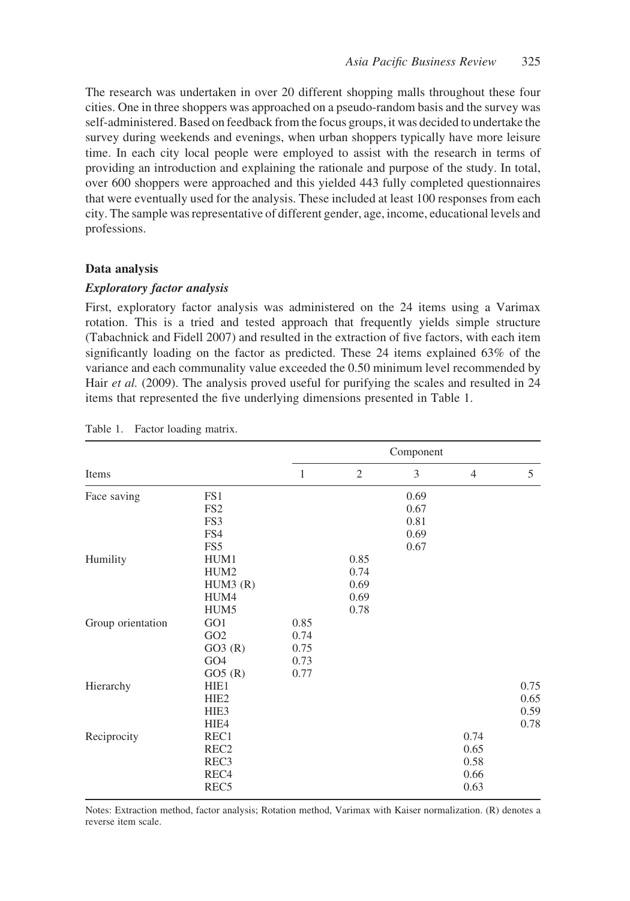The research was undertaken in over 20 different shopping malls throughout these four cities. One in three shoppers was approached on a pseudo-random basis and the survey was self-administered. Based on feedback from the focus groups, it was decided to undertake the survey during weekends and evenings, when urban shoppers typically have more leisure time. In each city local people were employed to assist with the research in terms of providing an introduction and explaining the rationale and purpose of the study. In total, over 600 shoppers were approached and this yielded 443 fully completed questionnaires that were eventually used for the analysis. These included at least 100 responses from each city. The sample was representative of different gender, age, income, educational levels and professions.

## Data analysis

### *Exploratory factor analysis*

First, exploratory factor analysis was administered on the 24 items using a Varimax rotation. This is a tried and tested approach that frequently yields simple structure (Tabachnick and Fidell 2007) and resulted in the extraction of five factors, with each item significantly loading on the factor as predicted. These 24 items explained 63% of the variance and each communality value exceeded the 0.50 minimum level recommended by Hair *et al.* (2009). The analysis proved useful for purifying the scales and resulted in 24 items that represented the five underlying dimensions presented in Table 1.

Table 1. Factor loading matrix.

| Items | | Component | | | | |
|---|---|---|---|---|---|---|
| | | 1 | 2 | 3 | 4 | 5 |
| Face saving | FS1 | | | 0.69 | | |
| | FS2 | | | 0.67 | | |
| | FS3 | | | 0.81 | | |
| | FS4 | | | 0.69 | | |
| | FS5 | | | 0.67 | | |
| Humility | HUM1 | | 0.85 | | | |
| | HUM2 | | 0.74 | | | |
| | HUM3 (R) | | 0.69 | | | |
| | HUM4 | | 0.69 | | | |
| | HUM5 | | 0.78 | | | |
| Group orientation | GO1 | 0.85 | | | | |
| | GO2 | 0.74 | | | | |
| | GO3 (R) | 0.75 | | | | |
| | GO4 | 0.73 | | | | |
| | GO5 (R) | 0.77 | | | | |
| Hierarchy | HIE1 | | | | | 0.75 |
| | HIE2 | | | | | 0.65 |
| | HIE3 | | | | | 0.59 |
| | HIE4 | | | | | 0.78 |
| Reciprocity | REC1 | | | | 0.74 | |
| | REC2 | | | | 0.65 | |
| | REC3 | | | | 0.58 | |
| | REC4 | | | | 0.66 | |
| | REC5 | | | | 0.63 | |

Notes: Extraction method, factor analysis; Rotation method, Varimax with Kaiser normalization. (R) denotes a reverse item scale.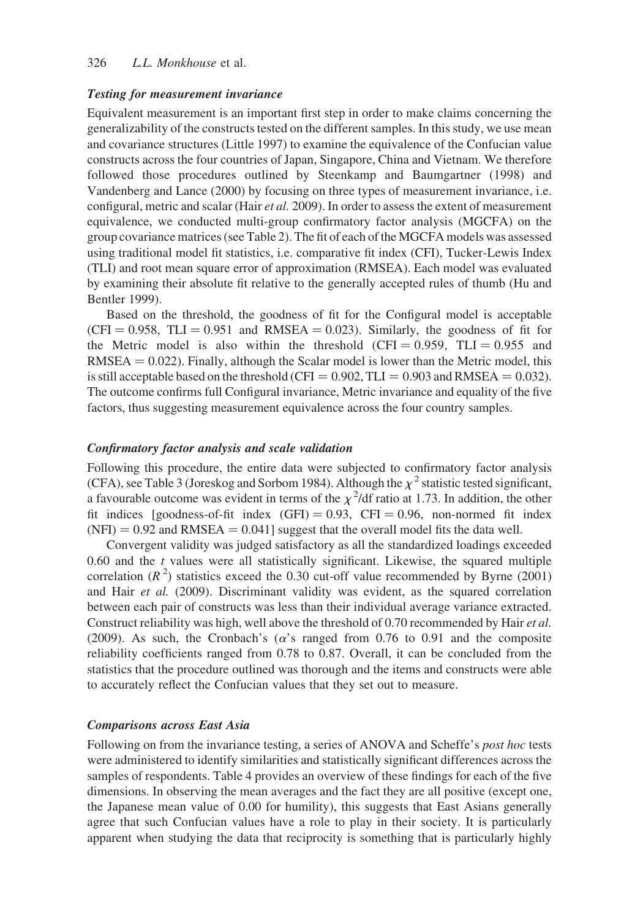### *Testing for measurement invariance*

Equivalent measurement is an important first step in order to make claims concerning the generalizability of the constructs tested on the different samples. In this study, we use mean and covariance structures (Little 1997) to examine the equivalence of the Confucian value constructs across the four countries of Japan, Singapore, China and Vietnam. We therefore followed those procedures outlined by Steenkamp and Baumgartner (1998) and Vandenberg and Lance (2000) by focusing on three types of measurement invariance, i.e. configural, metric and scalar (Hair *et al.* 2009). In order to assess the extent of measurement equivalence, we conducted multi-group confirmatory factor analysis (MGCFA) on the group covariance matrices (see Table 2). The fit of each of the MGCFA models was assessed using traditional model fit statistics, i.e. comparative fit index (CFI), Tucker-Lewis Index (TLI) and root mean square error of approximation (RMSEA). Each model was evaluated by examining their absolute fit relative to the generally accepted rules of thumb (Hu and Bentler 1999).

Based on the threshold, the goodness of fit for the Configural model is acceptable (CFI = 0.958, TLI = 0.951 and RMSEA = 0.023). Similarly, the goodness of fit for the Metric model is also within the threshold (CFI = 0.959, TLI = 0.955 and RMSEA = 0.022). Finally, although the Scalar model is lower than the Metric model, this is still acceptable based on the threshold (CFI = 0.902, TLI = 0.903 and RMSEA = 0.032). The outcome confirms full Configural invariance, Metric invariance and equality of the five factors, thus suggesting measurement equivalence across the four country samples.

### *Confirmatory factor analysis and scale validation*

Following this procedure, the entire data were subjected to confirmatory factor analysis (CFA), see Table 3 (Joreskog and Sorbom 1984). Although the $\chi^2$ statistic tested significant, a favourable outcome was evident in terms of the $\chi^2$/df ratio at 1.73. In addition, the other fit indices [goodness-of-fit index (GFI) = 0.93, CFI = 0.96, non-normed fit index (NFI) = 0.92 and RMSEA = 0.041] suggest that the overall model fits the data well.

Convergent validity was judged satisfactory as all the standardized loadings exceeded 0.60 and the *t* values were all statistically significant. Likewise, the squared multiple correlation ($R^2$) statistics exceed the 0.30 cut-off value recommended by Byrne (2001) and Hair *et al.* (2009). Discriminant validity was evident, as the squared correlation between each pair of constructs was less than their individual average variance extracted. Construct reliability was high, well above the threshold of 0.70 recommended by Hair *et al.* (2009). As such, the Cronbach's ($\alpha$'s ranged from 0.76 to 0.91 and the composite reliability coefficients ranged from 0.78 to 0.87. Overall, it can be concluded from the statistics that the procedure outlined was thorough and the items and constructs were able to accurately reflect the Confucian values that they set out to measure.

### *Comparisons across East Asia*

Following on from the invariance testing, a series of ANOVA and Scheffe's *post hoc* tests were administered to identify similarities and statistically significant differences across the samples of respondents. Table 4 provides an overview of these findings for each of the five dimensions. In observing the mean averages and the fact they are all positive (except one, the Japanese mean value of 0.00 for humility), this suggests that East Asians generally agree that such Confucian values have a role to play in their society. It is particularly apparent when studying the data that reciprocity is something that is particularly highly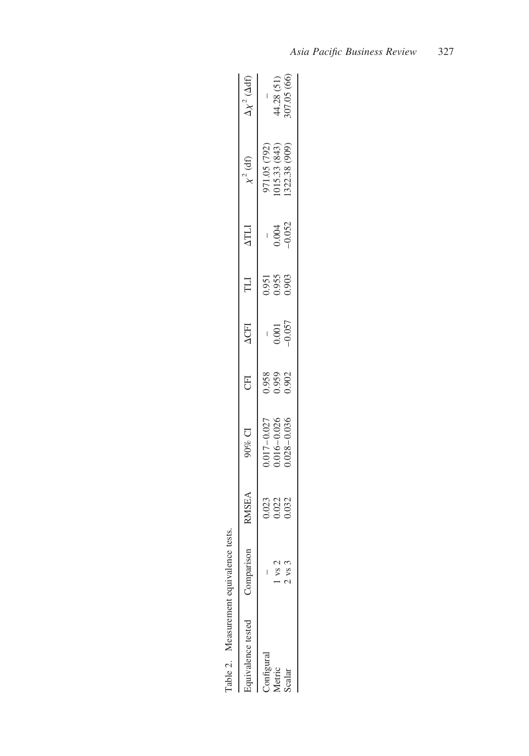Table 2. Measurement equivalence tests.

| Equivalence tested | Comparison | RMSEA | 90% CI | CFI | ΔCFI | TLI | ΔTLI | $\chi^2$ (df) | $\Delta\chi^2$ (Δdf) |
|---|---|---|---|---|---|---|---|---|---|
| Configural | – | 0.023 | 0.017–0.027 | 0.958 | – | 0.951 | – | 971.05 (792) | – |
| Metric | 1 vs 2 | 0.022 | 0.016–0.026 | 0.959 | 0.001 | 0.955 | 0.004 | 1015.33 (843) | 44.28 (51) |
| Scalar | 2 vs 3 | 0.032 | 0.028–0.036 | 0.902 | −0.057 | 0.903 | −0.052 | 1322.38 (909) | 307.05 (66) |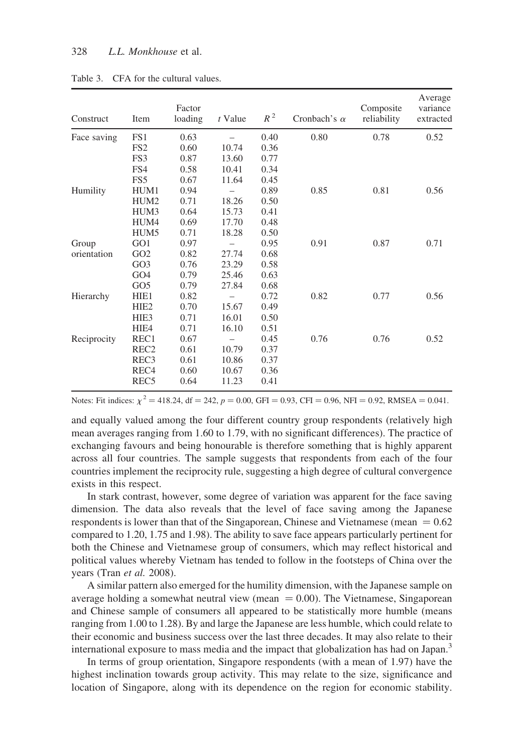Table 3. CFA for the cultural values.

| Construct | Item | Factor loading | $t$ Value | $R^2$ | Cronbach's $\alpha$ | Composite reliability | Average variance extracted |
|---|---|---|---|---|---|---|---|
| Face saving | FS1 | 0.63 | – | 0.40 | 0.80 | 0.78 | 0.52 |
| | FS2 | 0.60 | 10.74 | 0.36 | | | |
| | FS3 | 0.87 | 13.60 | 0.77 | | | |
| | FS4 | 0.58 | 10.41 | 0.34 | | | |
| | FS5 | 0.67 | 11.64 | 0.45 | | | |
| Humility | HUM1 | 0.94 | – | 0.89 | 0.85 | 0.81 | 0.56 |
| | HUM2 | 0.71 | 18.26 | 0.50 | | | |
| | HUM3 | 0.64 | 15.73 | 0.41 | | | |
| | HUM4 | 0.69 | 17.70 | 0.48 | | | |
| | HUM5 | 0.71 | 18.28 | 0.50 | | | |
| Group orientation | GO1 | 0.97 | – | 0.95 | 0.91 | 0.87 | 0.71 |
| | GO2 | 0.82 | 27.74 | 0.68 | | | |
| | GO3 | 0.76 | 23.29 | 0.58 | | | |
| | GO4 | 0.79 | 25.46 | 0.63 | | | |
| | GO5 | 0.79 | 27.84 | 0.68 | | | |
| Hierarchy | HIE1 | 0.82 | – | 0.72 | 0.82 | 0.77 | 0.56 |
| | HIE2 | 0.70 | 15.67 | 0.49 | | | |
| | HIE3 | 0.71 | 16.01 | 0.50 | | | |
| | HIE4 | 0.71 | 16.10 | 0.51 | | | |
| Reciprocity | REC1 | 0.67 | – | 0.45 | 0.76 | 0.76 | 0.52 |
| | REC2 | 0.61 | 10.79 | 0.37 | | | |
| | REC3 | 0.61 | 10.86 | 0.37 | | | |
| | REC4 | 0.60 | 10.67 | 0.36 | | | |
| | REC5 | 0.64 | 11.23 | 0.41 | | | |

Notes: Fit indices: $\chi^2 = 418.24$, df $= 242$, $p = 0.00$, GFI $= 0.93$, CFI $= 0.96$, NFI $= 0.92$, RMSEA $= 0.041$.

and equally valued among the four different country group respondents (relatively high mean averages ranging from 1.60 to 1.79, with no significant differences). The practice of exchanging favours and being honourable is therefore something that is highly apparent across all four countries. The sample suggests that respondents from each of the four countries implement the reciprocity rule, suggesting a high degree of cultural convergence exists in this respect.

In stark contrast, however, some degree of variation was apparent for the face saving dimension. The data also reveals that the level of face saving among the Japanese respondents is lower than that of the Singaporean, Chinese and Vietnamese (mean $= 0.62$ compared to 1.20, 1.75 and 1.98). The ability to save face appears particularly pertinent for both the Chinese and Vietnamese group of consumers, which may reflect historical and political values whereby Vietnam has tended to follow in the footsteps of China over the years (Tran *et al.* 2008).

A similar pattern also emerged for the humility dimension, with the Japanese sample on average holding a somewhat neutral view (mean $= 0.00$). The Vietnamese, Singaporean and Chinese sample of consumers all appeared to be statistically more humble (means ranging from 1.00 to 1.28). By and large the Japanese are less humble, which could relate to their economic and business success over the last three decades. It may also relate to their international exposure to mass media and the impact that globalization has had on Japan.[3]

In terms of group orientation, Singapore respondents (with a mean of 1.97) have the highest inclination towards group activity. This may relate to the size, significance and location of Singapore, along with its dependence on the region for economic stability.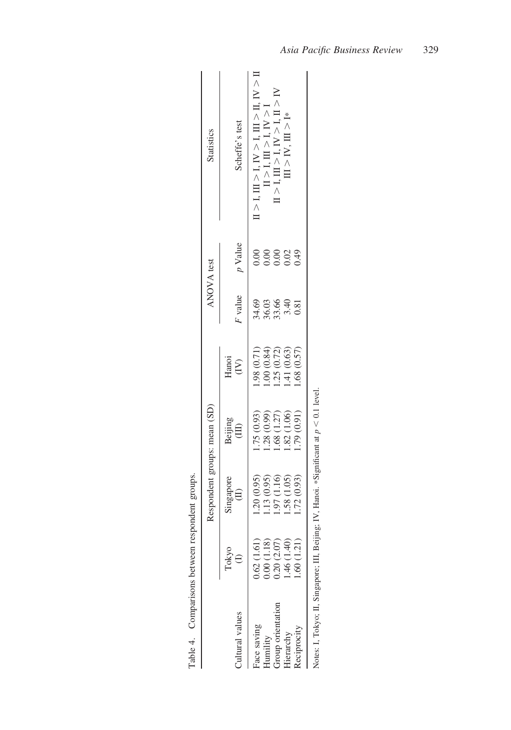Table 4. Comparisons between respondent groups.

| Cultural values | Respondent groups: mean (SD) | | | | ANOVA test | | Statistics |
|---|---|---|---|---|---|---|---|
| | Tokyo (I) | Singapore (II) | Beijing (III) | Hanoi (IV) | $F$ value | $p$ Value | Scheffe's test |
| Face saving | 0.62 (1.61) | 1.20 (0.95) | 1.75 (0.93) | 1.98 (0.71) | 34.69 | 0.00 | II > I, III > I, IV > I, III > II, IV > II |
| Humility | 0.00 (1.18) | 1.13 (0.95) | 1.28 (0.99) | 1.00 (0.84) | 36.03 | 0.00 | II > I, III > I, IV > I |
| Group orientation | 0.20 (2.07) | 1.97 (1.16) | 1.68 (1.27) | 1.25 (0.72) | 33.66 | 0.00 | II > I, III > I, IV > I, II > IV |
| Hierarchy | 1.46 (1.40) | 1.58 (1.05) | 1.82 (1.06) | 1.41 (0.63) | 3.40 | 0.02 | III > IV, III > I* |
| Reciprocity | 1.60 (1.21) | 1.72 (0.93) | 1.79 (0.91) | 1.68 (0.57) | 0.81 | 0.49 | |

Notes: I, Tokyo; II, Singapore; III, Beijing; IV, Hanoi. *Significant at $p < 0.1$ level.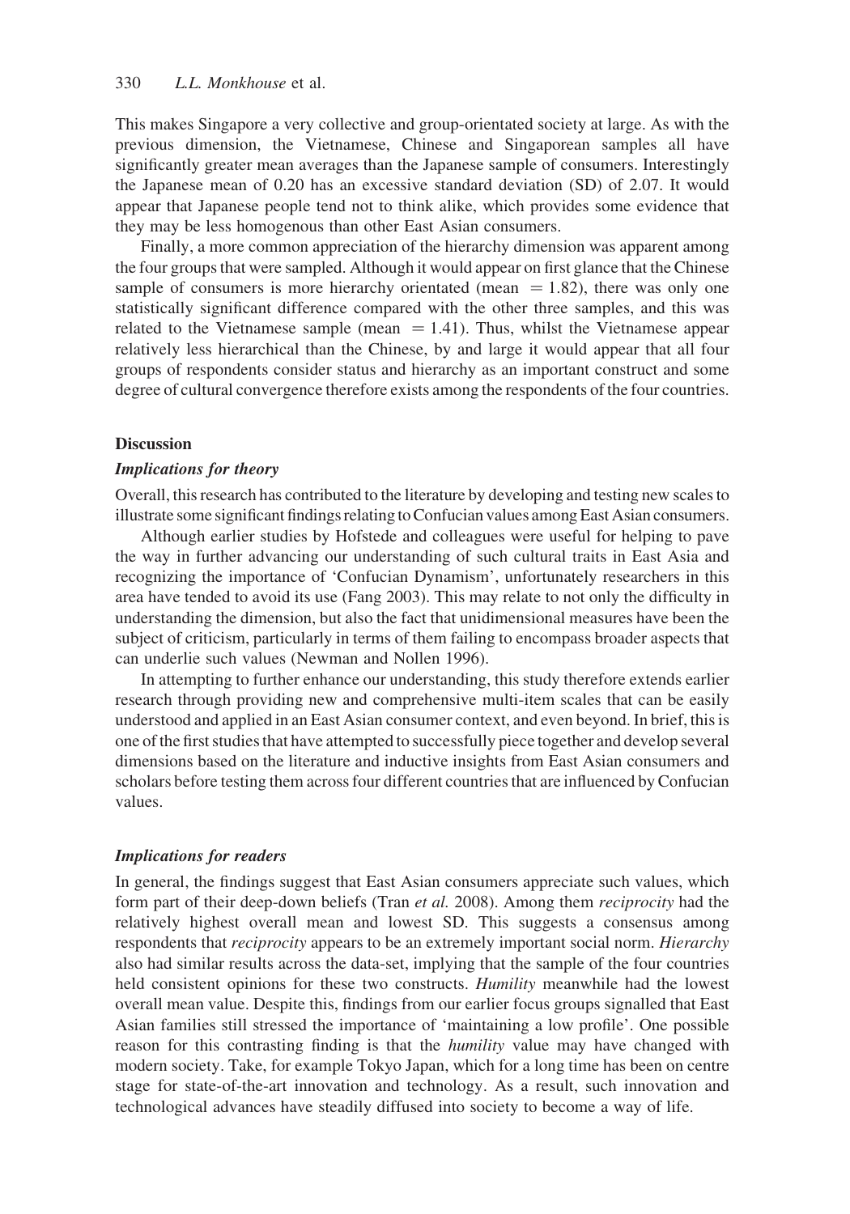This makes Singapore a very collective and group-orientated society at large. As with the previous dimension, the Vietnamese, Chinese and Singaporean samples all have significantly greater mean averages than the Japanese sample of consumers. Interestingly the Japanese mean of 0.20 has an excessive standard deviation (SD) of 2.07. It would appear that Japanese people tend not to think alike, which provides some evidence that they may be less homogenous than other East Asian consumers.

Finally, a more common appreciation of the hierarchy dimension was apparent among the four groups that were sampled. Although it would appear on first glance that the Chinese sample of consumers is more hierarchy orientated (mean $= 1.82$), there was only one statistically significant difference compared with the other three samples, and this was related to the Vietnamese sample (mean $= 1.41$). Thus, whilst the Vietnamese appear relatively less hierarchical than the Chinese, by and large it would appear that all four groups of respondents consider status and hierarchy as an important construct and some degree of cultural convergence therefore exists among the respondents of the four countries.

## Discussion

### *Implications for theory*

Overall, this research has contributed to the literature by developing and testing new scales to illustrate some significant findings relating to Confucian values among East Asian consumers.

Although earlier studies by Hofstede and colleagues were useful for helping to pave the way in further advancing our understanding of such cultural traits in East Asia and recognizing the importance of 'Confucian Dynamism', unfortunately researchers in this area have tended to avoid its use (Fang 2003). This may relate to not only the difficulty in understanding the dimension, but also the fact that unidimensional measures have been the subject of criticism, particularly in terms of them failing to encompass broader aspects that can underlie such values (Newman and Nollen 1996).

In attempting to further enhance our understanding, this study therefore extends earlier research through providing new and comprehensive multi-item scales that can be easily understood and applied in an East Asian consumer context, and even beyond. In brief, this is one of the first studies that have attempted to successfully piece together and develop several dimensions based on the literature and inductive insights from East Asian consumers and scholars before testing them across four different countries that are influenced by Confucian values.

### *Implications for readers*

In general, the findings suggest that East Asian consumers appreciate such values, which form part of their deep-down beliefs (Tran *et al.* 2008). Among them *reciprocity* had the relatively highest overall mean and lowest SD. This suggests a consensus among respondents that *reciprocity* appears to be an extremely important social norm. *Hierarchy* also had similar results across the data-set, implying that the sample of the four countries held consistent opinions for these two constructs. *Humility* meanwhile had the lowest overall mean value. Despite this, findings from our earlier focus groups signalled that East Asian families still stressed the importance of 'maintaining a low profile'. One possible reason for this contrasting finding is that the *humility* value may have changed with modern society. Take, for example Tokyo Japan, which for a long time has been on centre stage for state-of-the-art innovation and technology. As a result, such innovation and technological advances have steadily diffused into society to become a way of life.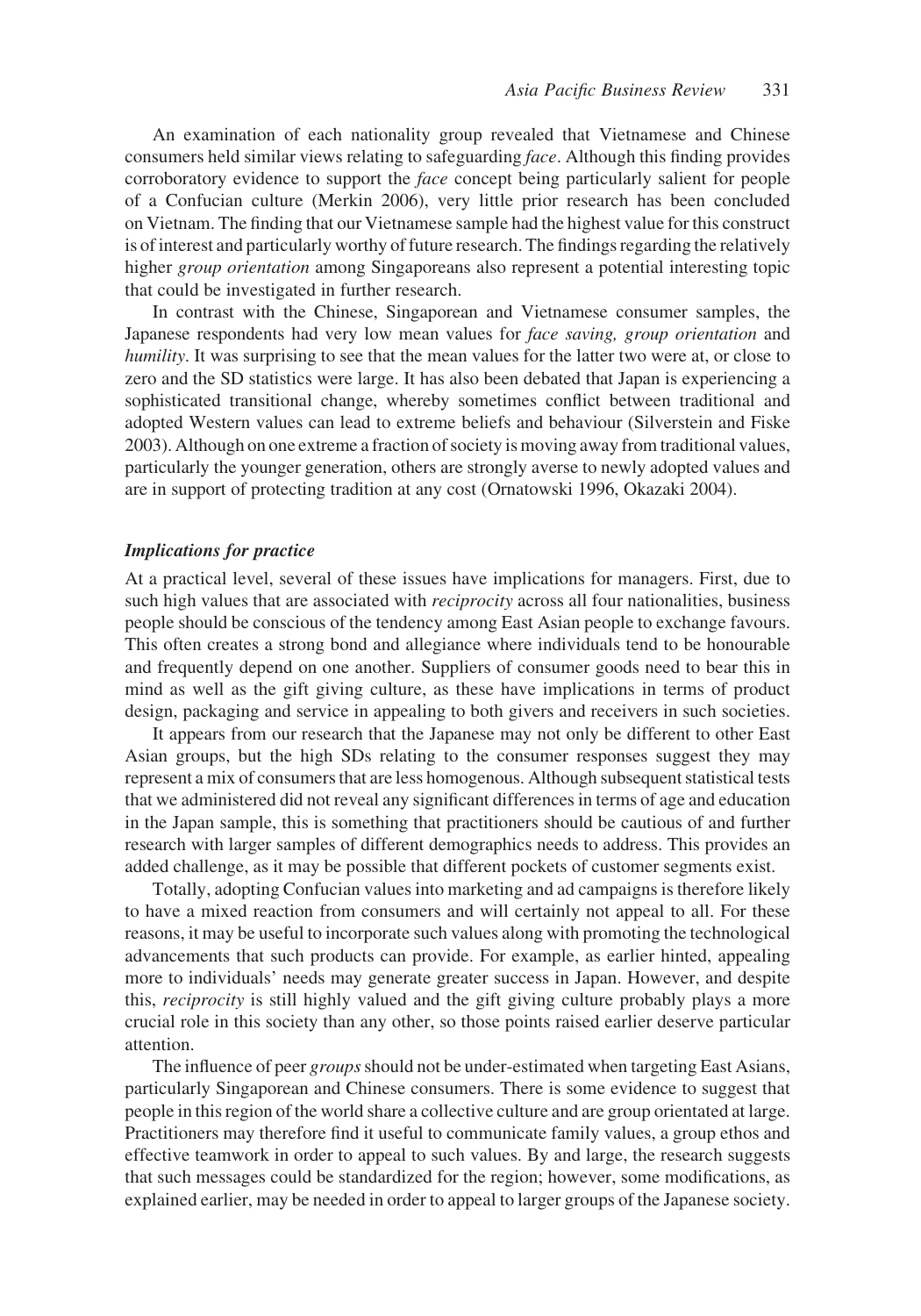An examination of each nationality group revealed that Vietnamese and Chinese consumers held similar views relating to safeguarding *face*. Although this finding provides corroboratory evidence to support the *face* concept being particularly salient for people of a Confucian culture (Merkin 2006), very little prior research has been concluded on Vietnam. The finding that our Vietnamese sample had the highest value for this construct is of interest and particularly worthy of future research. The findings regarding the relatively higher *group orientation* among Singaporeans also represent a potential interesting topic that could be investigated in further research.

In contrast with the Chinese, Singaporean and Vietnamese consumer samples, the Japanese respondents had very low mean values for *face saving, group orientation* and *humility*. It was surprising to see that the mean values for the latter two were at, or close to zero and the SD statistics were large. It has also been debated that Japan is experiencing a sophisticated transitional change, whereby sometimes conflict between traditional and adopted Western values can lead to extreme beliefs and behaviour (Silverstein and Fiske 2003). Although on one extreme a fraction of society is moving away from traditional values, particularly the younger generation, others are strongly averse to newly adopted values and are in support of protecting tradition at any cost (Ornatowski 1996, Okazaki 2004).

### *Implications for practice*

At a practical level, several of these issues have implications for managers. First, due to such high values that are associated with *reciprocity* across all four nationalities, business people should be conscious of the tendency among East Asian people to exchange favours. This often creates a strong bond and allegiance where individuals tend to be honourable and frequently depend on one another. Suppliers of consumer goods need to bear this in mind as well as the gift giving culture, as these have implications in terms of product design, packaging and service in appealing to both givers and receivers in such societies.

It appears from our research that the Japanese may not only be different to other East Asian groups, but the high SDs relating to the consumer responses suggest they may represent a mix of consumers that are less homogenous. Although subsequent statistical tests that we administered did not reveal any significant differences in terms of age and education in the Japan sample, this is something that practitioners should be cautious of and further research with larger samples of different demographics needs to address. This provides an added challenge, as it may be possible that different pockets of customer segments exist.

Totally, adopting Confucian values into marketing and ad campaigns is therefore likely to have a mixed reaction from consumers and will certainly not appeal to all. For these reasons, it may be useful to incorporate such values along with promoting the technological advancements that such products can provide. For example, as earlier hinted, appealing more to individuals' needs may generate greater success in Japan. However, and despite this, *reciprocity* is still highly valued and the gift giving culture probably plays a more crucial role in this society than any other, so those points raised earlier deserve particular attention.

The influence of peer *groups* should not be under-estimated when targeting East Asians, particularly Singaporean and Chinese consumers. There is some evidence to suggest that people in this region of the world share a collective culture and are group orientated at large. Practitioners may therefore find it useful to communicate family values, a group ethos and effective teamwork in order to appeal to such values. By and large, the research suggests that such messages could be standardized for the region; however, some modifications, as explained earlier, may be needed in order to appeal to larger groups of the Japanese society.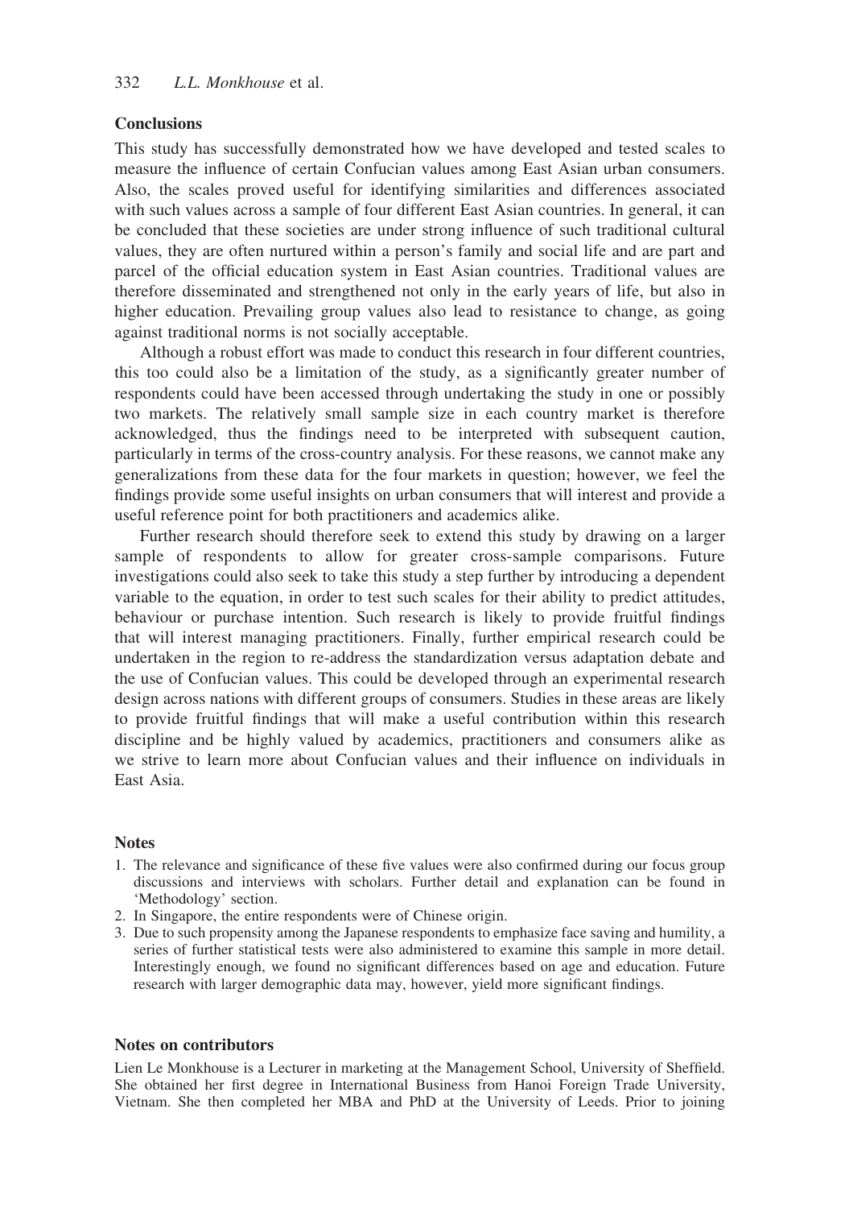## Conclusions

This study has successfully demonstrated how we have developed and tested scales to measure the influence of certain Confucian values among East Asian urban consumers. Also, the scales proved useful for identifying similarities and differences associated with such values across a sample of four different East Asian countries. In general, it can be concluded that these societies are under strong influence of such traditional cultural values, they are often nurtured within a person's family and social life and are part and parcel of the official education system in East Asian countries. Traditional values are therefore disseminated and strengthened not only in the early years of life, but also in higher education. Prevailing group values also lead to resistance to change, as going against traditional norms is not socially acceptable.

Although a robust effort was made to conduct this research in four different countries, this too could also be a limitation of the study, as a significantly greater number of respondents could have been accessed through undertaking the study in one or possibly two markets. The relatively small sample size in each country market is therefore acknowledged, thus the findings need to be interpreted with subsequent caution, particularly in terms of the cross-country analysis. For these reasons, we cannot make any generalizations from these data for the four markets in question; however, we feel the findings provide some useful insights on urban consumers that will interest and provide a useful reference point for both practitioners and academics alike.

Further research should therefore seek to extend this study by drawing on a larger sample of respondents to allow for greater cross-sample comparisons. Future investigations could also seek to take this study a step further by introducing a dependent variable to the equation, in order to test such scales for their ability to predict attitudes, behaviour or purchase intention. Such research is likely to provide fruitful findings that will interest managing practitioners. Finally, further empirical research could be undertaken in the region to re-address the standardization versus adaptation debate and the use of Confucian values. This could be developed through an experimental research design across nations with different groups of consumers. Studies in these areas are likely to provide fruitful findings that will make a useful contribution within this research discipline and be highly valued by academics, practitioners and consumers alike as we strive to learn more about Confucian values and their influence on individuals in East Asia.

## Notes

1. The relevance and significance of these five values were also confirmed during our focus group discussions and interviews with scholars. Further detail and explanation can be found in 'Methodology' section.
2. In Singapore, the entire respondents were of Chinese origin.
3. Due to such propensity among the Japanese respondents to emphasize face saving and humility, a series of further statistical tests were also administered to examine this sample in more detail. Interestingly enough, we found no significant differences based on age and education. Future research with larger demographic data may, however, yield more significant findings.

## Notes on contributors

Lien Le Monkhouse is a Lecturer in marketing at the Management School, University of Sheffield. She obtained her first degree in International Business from Hanoi Foreign Trade University, Vietnam. She then completed her MBA and PhD at the University of Leeds. Prior to joining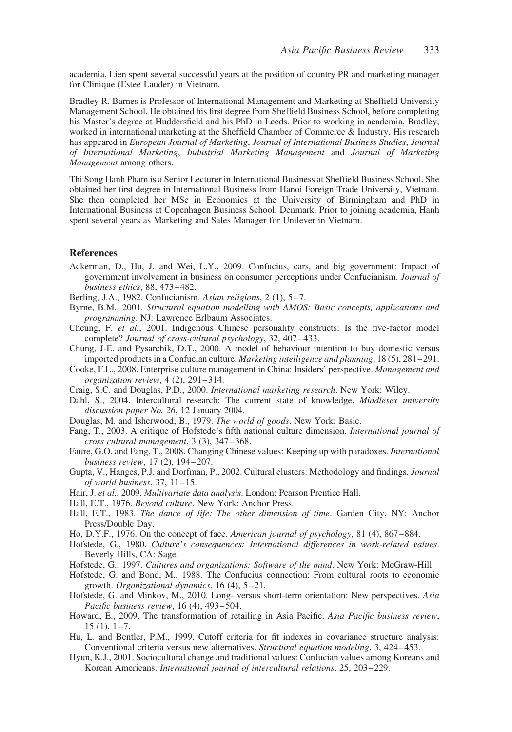academia, Lien spent several successful years at the position of country PR and marketing manager for Clinique (Estee Lauder) in Vietnam.

Bradley R. Barnes is Professor of International Management and Marketing at Sheffield University Management School. He obtained his first degree from Sheffield Business School, before completing his Master's degree at Huddersfield and his PhD in Leeds. Prior to working in academia, Bradley, worked in international marketing at the Sheffield Chamber of Commerce & Industry. His research has appeared in *European Journal of Marketing*, *Journal of International Business Studies*, *Journal of International Marketing*, *Industrial Marketing Management* and *Journal of Marketing Management* among others.

Thi Song Hanh Pham is a Senior Lecturer in International Business at Sheffield Business School. She obtained her first degree in International Business from Hanoi Foreign Trade University, Vietnam. She then completed her MSc in Economics at the University of Birmingham and PhD in International Business at Copenhagen Business School, Denmark. Prior to joining academia, Hanh spent several years as Marketing and Sales Manager for Unilever in Vietnam.

## References

Ackerman, D., Hu, J. and Wei, L.Y., 2009. Confucius, cars, and big government: Impact of government involvement in business on consumer perceptions under Confucianism. *Journal of business ethics*, 88, 473–482.

Berling, J.A., 1982. Confucianism. *Asian religions*, 2 (1), 5–7.

Byrne, B.M., 2001. *Structural equation modelling with AMOS: Basic concepts, applications and programming*. NJ: Lawrence Erlbaum Associates.

Cheung, F. *et al.*, 2001. Indigenous Chinese personality constructs: Is the five-factor model complete? *Journal of cross-cultural psychology*, 32, 407–433.

Chung, J-E. and Pysarchik, D.T., 2000. A model of behaviour intention to buy domestic versus imported products in a Confucian culture. *Marketing intelligence and planning*, 18 (5), 281–291.

Cooke, F.L., 2008. Enterprise culture management in China: Insiders' perspective. *Management and organization review*, 4 (2), 291–314.

Craig, S.C. and Douglas, P.D., 2000. *International marketing research*. New York: Wiley.

Dahl, S., 2004. Intercultural research: The current state of knowledge, *Middlesex university discussion paper No. 26*, 12 January 2004.

Douglas, M. and Isherwood, B., 1979. *The world of goods*. New York: Basic.

Fang, T., 2003. A critique of Hofstede's fifth national culture dimension. *International journal of cross cultural management*, 3 (3), 347–368.

Faure, G.O. and Fang, T., 2008. Changing Chinese values: Keeping up with paradoxes. *International business review*, 17 (2), 194–207.

Gupta, V., Hanges, P.J. and Dorfman, P., 2002. Cultural clusters: Methodology and findings. *Journal of world business*, 37, 11–15.

Hair, J. *et al.*, 2009. *Multivariate data analysis*. London: Pearson Prentice Hall.

Hall, E.T., 1976. *Beyond culture*. New York: Anchor Press.

Hall, E.T., 1983. *The dance of life: The other dimension of time*. Garden City, NY: Anchor Press/Double Day.

Ho, D.Y.F., 1976. On the concept of face. *American journal of psychology*, 81 (4), 867–884.

Hofstede, G., 1980. *Culture's consequences: International differences in work-related values*. Beverly Hills, CA: Sage.

Hofstede, G., 1997. *Cultures and organizations: Software of the mind*. New York: McGraw-Hill.

Hofstede, G. and Bond, M., 1988. The Confucius connection: From cultural roots to economic growth. *Organizational dynamics*, 16 (4), 5–21.

Hofstede, G. and Minkov, M., 2010. Long- versus short-term orientation: New perspectives. *Asia Pacific business review*, 16 (4), 493–504.

Howard, E., 2009. The transformation of retailing in Asia Pacific. *Asia Pacific business review*, 15 (1), 1–7.

Hu, L. and Bentler, P.M., 1999. Cutoff criteria for fit indexes in covariance structure analysis: Conventional criteria versus new alternatives. *Structural equation modeling*, 3, 424–453.

Hyun, K.J., 2001. Sociocultural change and traditional values: Confucian values among Koreans and Korean Americans. *International journal of intercultural relations*, 25, 203–229.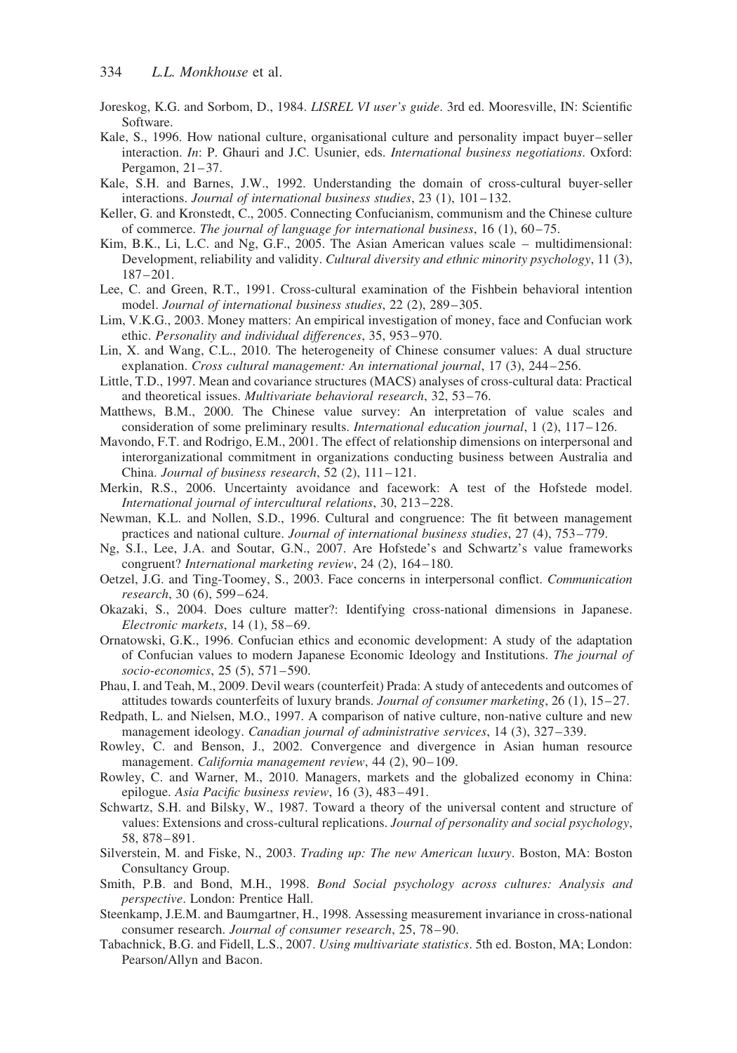Joreskog, K.G. and Sorbom, D., 1984. *LISREL VI user's guide*. 3rd ed. Mooresville, IN: Scientific Software.

Kale, S., 1996. How national culture, organisational culture and personality impact buyer–seller interaction. *In*: P. Ghauri and J.C. Usunier, eds. *International business negotiations*. Oxford: Pergamon, 21–37.

Kale, S.H. and Barnes, J.W., 1992. Understanding the domain of cross-cultural buyer-seller interactions. *Journal of international business studies*, 23 (1), 101–132.

Keller, G. and Kronstedt, C., 2005. Connecting Confucianism, communism and the Chinese culture of commerce. *The journal of language for international business*, 16 (1), 60–75.

Kim, B.K., Li, L.C. and Ng, G.F., 2005. The Asian American values scale – multidimensional: Development, reliability and validity. *Cultural diversity and ethnic minority psychology*, 11 (3), 187–201.

Lee, C. and Green, R.T., 1991. Cross-cultural examination of the Fishbein behavioral intention model. *Journal of international business studies*, 22 (2), 289–305.

Lim, V.K.G., 2003. Money matters: An empirical investigation of money, face and Confucian work ethic. *Personality and individual differences*, 35, 953–970.

Lin, X. and Wang, C.L., 2010. The heterogeneity of Chinese consumer values: A dual structure explanation. *Cross cultural management: An international journal*, 17 (3), 244–256.

Little, T.D., 1997. Mean and covariance structures (MACS) analyses of cross-cultural data: Practical and theoretical issues. *Multivariate behavioral research*, 32, 53–76.

Matthews, B.M., 2000. The Chinese value survey: An interpretation of value scales and consideration of some preliminary results. *International education journal*, 1 (2), 117–126.

Mavondo, F.T. and Rodrigo, E.M., 2001. The effect of relationship dimensions on interpersonal and interorganizational commitment in organizations conducting business between Australia and China. *Journal of business research*, 52 (2), 111–121.

Merkin, R.S., 2006. Uncertainty avoidance and facework: A test of the Hofstede model. *International journal of intercultural relations*, 30, 213–228.

Newman, K.L. and Nollen, S.D., 1996. Cultural and congruence: The fit between management practices and national culture. *Journal of international business studies*, 27 (4), 753–779.

Ng, S.I., Lee, J.A. and Soutar, G.N., 2007. Are Hofstede's and Schwartz's value frameworks congruent? *International marketing review*, 24 (2), 164–180.

Oetzel, J.G. and Ting-Toomey, S., 2003. Face concerns in interpersonal conflict. *Communication research*, 30 (6), 599–624.

Okazaki, S., 2004. Does culture matter?: Identifying cross-national dimensions in Japanese. *Electronic markets*, 14 (1), 58–69.

Ornatowski, G.K., 1996. Confucian ethics and economic development: A study of the adaptation of Confucian values to modern Japanese Economic Ideology and Institutions. *The journal of socio-economics*, 25 (5), 571–590.

Phau, I. and Teah, M., 2009. Devil wears (counterfeit) Prada: A study of antecedents and outcomes of attitudes towards counterfeits of luxury brands. *Journal of consumer marketing*, 26 (1), 15–27.

Redpath, L. and Nielsen, M.O., 1997. A comparison of native culture, non-native culture and new management ideology. *Canadian journal of administrative services*, 14 (3), 327–339.

Rowley, C. and Benson, J., 2002. Convergence and divergence in Asian human resource management. *California management review*, 44 (2), 90–109.

Rowley, C. and Warner, M., 2010. Managers, markets and the globalized economy in China: epilogue. *Asia Pacific business review*, 16 (3), 483–491.

Schwartz, S.H. and Bilsky, W., 1987. Toward a theory of the universal content and structure of values: Extensions and cross-cultural replications. *Journal of personality and social psychology*, 58, 878–891.

Silverstein, M. and Fiske, N., 2003. *Trading up: The new American luxury*. Boston, MA: Boston Consultancy Group.

Smith, P.B. and Bond, M.H., 1998. *Bond Social psychology across cultures: Analysis and perspective*. London: Prentice Hall.

Steenkamp, J.E.M. and Baumgartner, H., 1998. Assessing measurement invariance in cross-national consumer research. *Journal of consumer research*, 25, 78–90.

Tabachnick, B.G. and Fidell, L.S., 2007. *Using multivariate statistics*. 5th ed. Boston, MA; London: Pearson/Allyn and Bacon.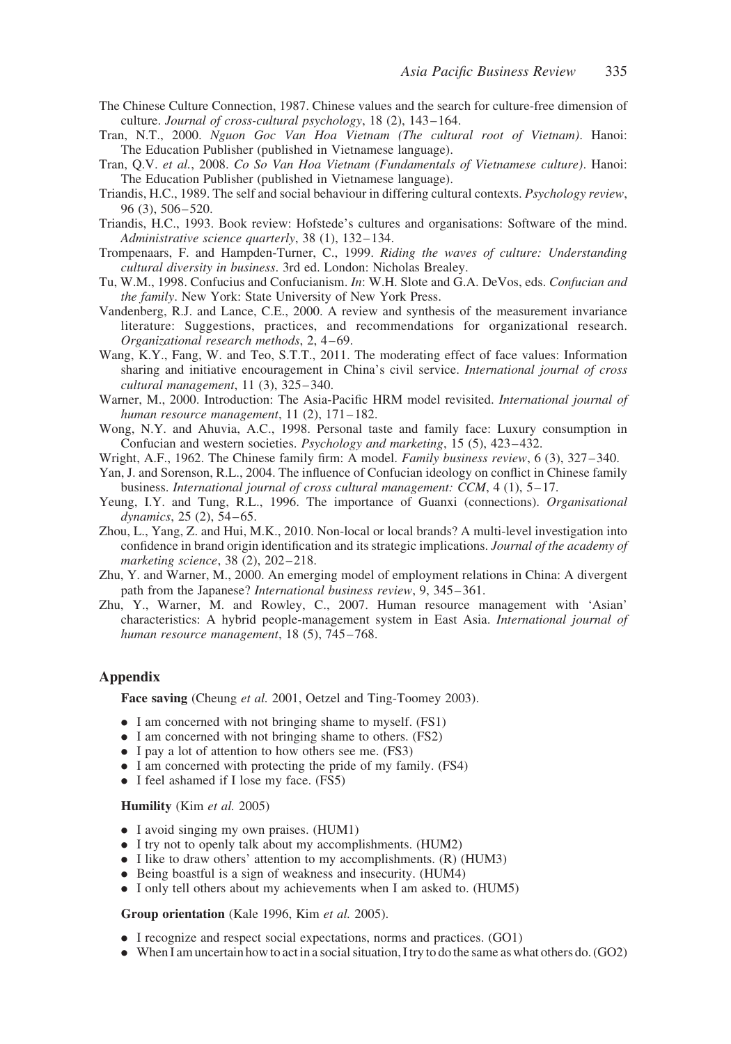The Chinese Culture Connection, 1987. Chinese values and the search for culture-free dimension of culture. *Journal of cross-cultural psychology*, 18 (2), 143–164.

Tran, N.T., 2000. *Nguon Goc Van Hoa Vietnam (The cultural root of Vietnam)*. Hanoi: The Education Publisher (published in Vietnamese language).

Tran, Q.V. *et al.*, 2008. *Co So Van Hoa Vietnam (Fundamentals of Vietnamese culture)*. Hanoi: The Education Publisher (published in Vietnamese language).

Triandis, H.C., 1989. The self and social behaviour in differing cultural contexts. *Psychology review*, 96 (3), 506–520.

Triandis, H.C., 1993. Book review: Hofstede's cultures and organisations: Software of the mind. *Administrative science quarterly*, 38 (1), 132–134.

Trompenaars, F. and Hampden-Turner, C., 1999. *Riding the waves of culture: Understanding cultural diversity in business*. 3rd ed. London: Nicholas Brealey.

Tu, W.M., 1998. Confucius and Confucianism. *In*: W.H. Slote and G.A. DeVos, eds. *Confucian and the family*. New York: State University of New York Press.

Vandenberg, R.J. and Lance, C.E., 2000. A review and synthesis of the measurement invariance literature: Suggestions, practices, and recommendations for organizational research. *Organizational research methods*, 2, 4–69.

Wang, K.Y., Fang, W. and Teo, S.T.T., 2011. The moderating effect of face values: Information sharing and initiative encouragement in China's civil service. *International journal of cross cultural management*, 11 (3), 325–340.

Warner, M., 2000. Introduction: The Asia-Pacific HRM model revisited. *International journal of human resource management*, 11 (2), 171–182.

Wong, N.Y. and Ahuvia, A.C., 1998. Personal taste and family face: Luxury consumption in Confucian and western societies. *Psychology and marketing*, 15 (5), 423–432.

Wright, A.F., 1962. The Chinese family firm: A model. *Family business review*, 6 (3), 327–340.

Yan, J. and Sorenson, R.L., 2004. The influence of Confucian ideology on conflict in Chinese family business. *International journal of cross cultural management: CCM*, 4 (1), 5–17.

Yeung, I.Y. and Tung, R.L., 1996. The importance of Guanxi (connections). *Organisational dynamics*, 25 (2), 54–65.

Zhou, L., Yang, Z. and Hui, M.K., 2010. Non-local or local brands? A multi-level investigation into confidence in brand origin identification and its strategic implications. *Journal of the academy of marketing science*, 38 (2), 202–218.

Zhu, Y. and Warner, M., 2000. An emerging model of employment relations in China: A divergent path from the Japanese? *International business review*, 9, 345–361.

Zhu, Y., Warner, M. and Rowley, C., 2007. Human resource management with 'Asian' characteristics: A hybrid people-management system in East Asia. *International journal of human resource management*, 18 (5), 745–768.

## Appendix

**Face saving** (Cheung *et al.* 2001, Oetzel and Ting-Toomey 2003).

- I am concerned with not bringing shame to myself. (FS1)
- I am concerned with not bringing shame to others. (FS2)
- I pay a lot of attention to how others see me. (FS3)
- I am concerned with protecting the pride of my family. (FS4)
- I feel ashamed if I lose my face. (FS5)

**Humility** (Kim *et al.* 2005)

- I avoid singing my own praises. (HUM1)
- I try not to openly talk about my accomplishments. (HUM2)
- I like to draw others' attention to my accomplishments. (R) (HUM3)
- Being boastful is a sign of weakness and insecurity. (HUM4)
- I only tell others about my achievements when I am asked to. (HUM5)

**Group orientation** (Kale 1996, Kim *et al.* 2005).

- I recognize and respect social expectations, norms and practices. (GO1)
- When I am uncertain how to act in a social situation, I try to do the same as what others do. (GO2)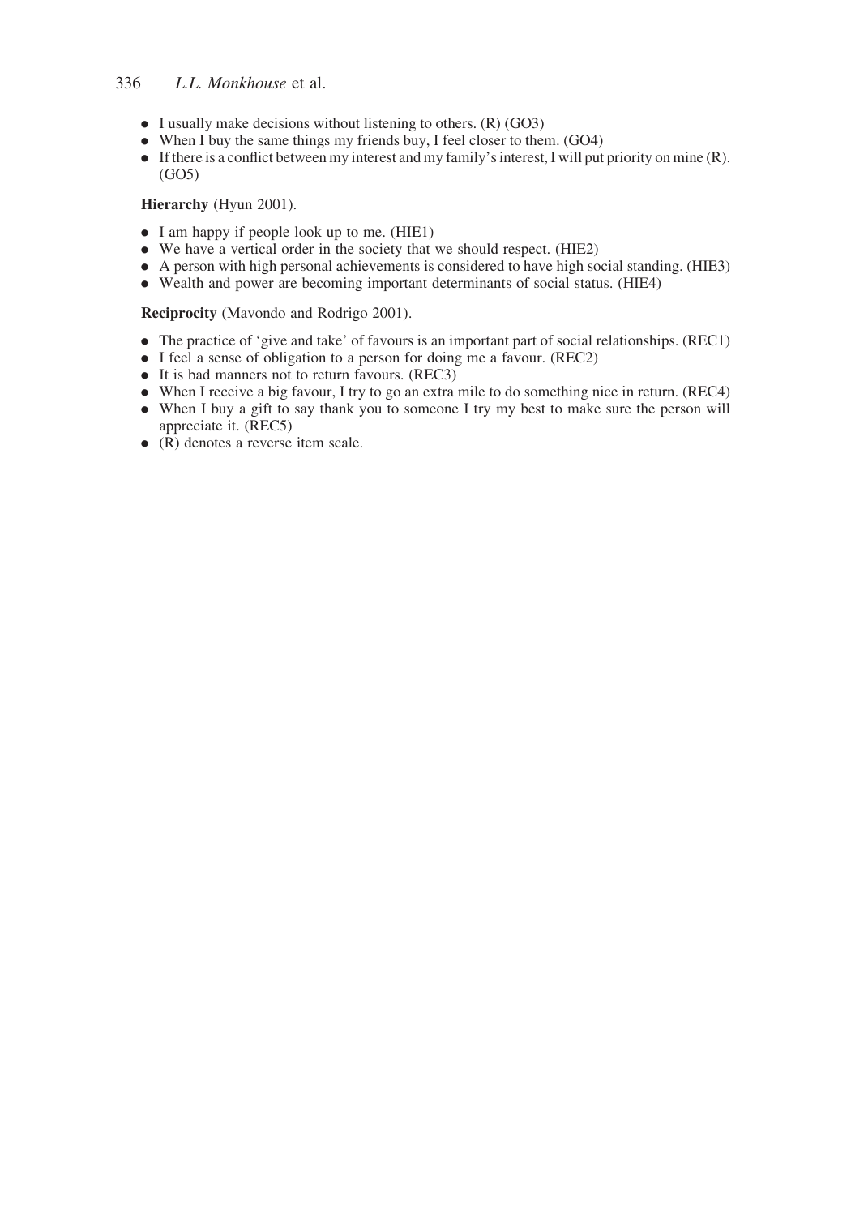- I usually make decisions without listening to others. (R) (GO3)
- When I buy the same things my friends buy, I feel closer to them. (GO4)
- If there is a conflict between my interest and my family's interest, I will put priority on mine (R). (GO5)

**Hierarchy** (Hyun 2001).

- I am happy if people look up to me. (HIE1)
- We have a vertical order in the society that we should respect. (HIE2)
- A person with high personal achievements is considered to have high social standing. (HIE3)
- Wealth and power are becoming important determinants of social status. (HIE4)

**Reciprocity** (Mavondo and Rodrigo 2001).

- The practice of 'give and take' of favours is an important part of social relationships. (REC1)
- I feel a sense of obligation to a person for doing me a favour. (REC2)
- It is bad manners not to return favours. (REC3)
- When I receive a big favour, I try to go an extra mile to do something nice in return. (REC4)
- When I buy a gift to say thank you to someone I try my best to make sure the person will appreciate it. (REC5)
- (R) denotes a reverse item scale.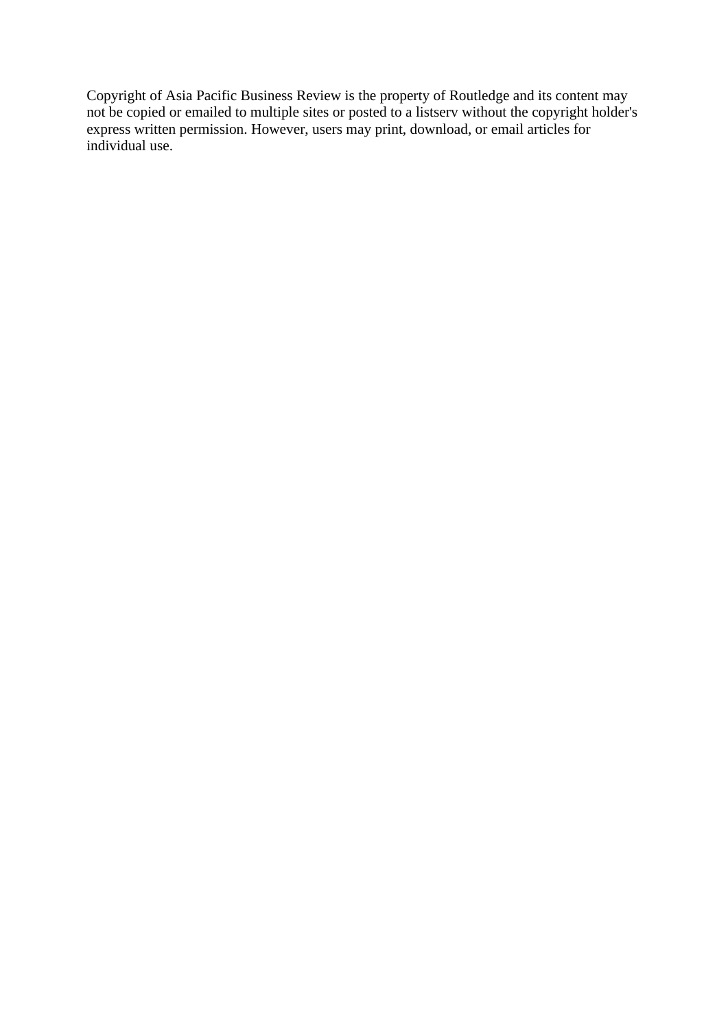Copyright of Asia Pacific Business Review is the property of Routledge and its content may not be copied or emailed to multiple sites or posted to a listserv without the copyright holder's express written permission. However, users may print, download, or email articles for individual use.